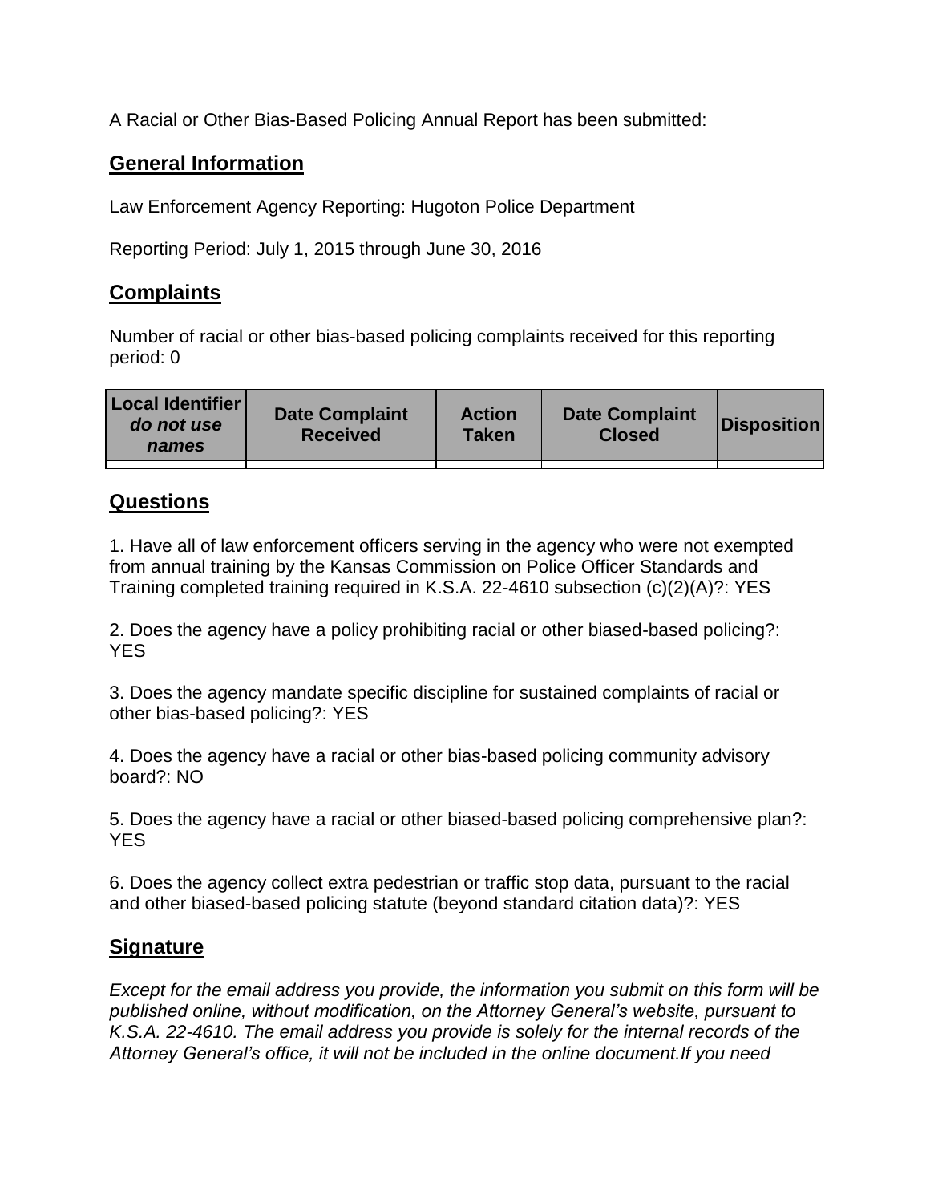A Racial or Other Bias-Based Policing Annual Report has been submitted:

## General Information

Law Enforcement Agency Reporting: Hugoton Police Department

Reporting Period: July 1, 2015 through June 30, 2016

## Complaints

Number of racial or other bias-based policing complaints received for this reporting period: 0

| Local Identifier *do not use names* | Date Complaint Received | Action Taken | Date Complaint Closed | Disposition |
|---|---|---|---|---|
| | | | | |

## Questions

1. Have all of law enforcement officers serving in the agency who were not exempted from annual training by the Kansas Commission on Police Officer Standards and Training completed training required in K.S.A. 22-4610 subsection (c)(2)(A)?: YES

2. Does the agency have a policy prohibiting racial or other biased-based policing?: YES

3. Does the agency mandate specific discipline for sustained complaints of racial or other bias-based policing?: YES

4. Does the agency have a racial or other bias-based policing community advisory board?: NO

5. Does the agency have a racial or other biased-based policing comprehensive plan?: YES

6. Does the agency collect extra pedestrian or traffic stop data, pursuant to the racial and other biased-based policing statute (beyond standard citation data)?: YES

## Signature

*Except for the email address you provide, the information you submit on this form will be published online, without modification, on the Attorney General's website, pursuant to K.S.A. 22-4610. The email address you provide is solely for the internal records of the Attorney General's office, it will not be included in the online document.If you need*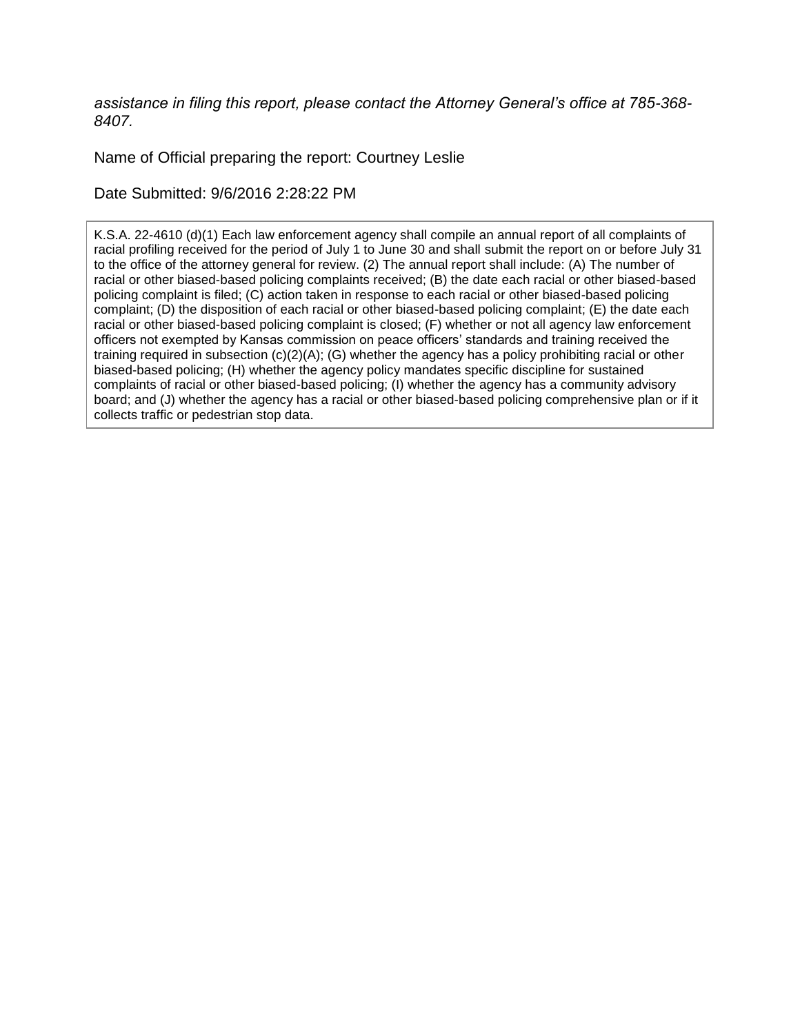*assistance in filing this report, please contact the Attorney General's office at 785-368-8407.*

Name of Official preparing the report: Courtney Leslie

Date Submitted: 9/6/2016 2:28:22 PM

K.S.A. 22-4610 (d)(1) Each law enforcement agency shall compile an annual report of all complaints of racial profiling received for the period of July 1 to June 30 and shall submit the report on or before July 31 to the office of the attorney general for review. (2) The annual report shall include: (A) The number of racial or other biased-based policing complaints received; (B) the date each racial or other biased-based policing complaint is filed; (C) action taken in response to each racial or other biased-based policing complaint; (D) the disposition of each racial or other biased-based policing complaint; (E) the date each racial or other biased-based policing complaint is closed; (F) whether or not all agency law enforcement officers not exempted by Kansas commission on peace officers' standards and training received the training required in subsection (c)(2)(A); (G) whether the agency has a policy prohibiting racial or other biased-based policing; (H) whether the agency policy mandates specific discipline for sustained complaints of racial or other biased-based policing; (I) whether the agency has a community advisory board; and (J) whether the agency has a racial or other biased-based policing comprehensive plan or if it collects traffic or pedestrian stop data.